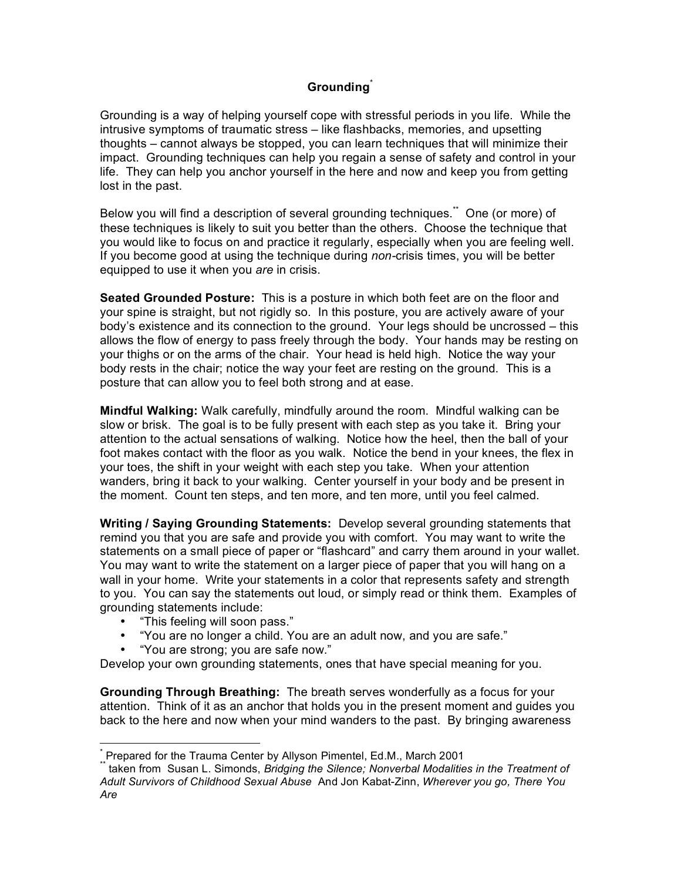# Grounding[*]

Grounding is a way of helping yourself cope with stressful periods in you life. While the intrusive symptoms of traumatic stress – like flashbacks, memories, and upsetting thoughts – cannot always be stopped, you can learn techniques that will minimize their impact. Grounding techniques can help you regain a sense of safety and control in your life. They can help you anchor yourself in the here and now and keep you from getting lost in the past.

Below you will find a description of several grounding techniques.[**] One (or more) of these techniques is likely to suit you better than the others. Choose the technique that you would like to focus on and practice it regularly, especially when you are feeling well. If you become good at using the technique during *non*-crisis times, you will be better equipped to use it when you *are* in crisis.

**Seated Grounded Posture:** This is a posture in which both feet are on the floor and your spine is straight, but not rigidly so. In this posture, you are actively aware of your body's existence and its connection to the ground. Your legs should be uncrossed – this allows the flow of energy to pass freely through the body. Your hands may be resting on your thighs or on the arms of the chair. Your head is held high. Notice the way your body rests in the chair; notice the way your feet are resting on the ground. This is a posture that can allow you to feel both strong and at ease.

**Mindful Walking:** Walk carefully, mindfully around the room. Mindful walking can be slow or brisk. The goal is to be fully present with each step as you take it. Bring your attention to the actual sensations of walking. Notice how the heel, then the ball of your foot makes contact with the floor as you walk. Notice the bend in your knees, the flex in your toes, the shift in your weight with each step you take. When your attention wanders, bring it back to your walking. Center yourself in your body and be present in the moment. Count ten steps, and ten more, and ten more, until you feel calmed.

**Writing / Saying Grounding Statements:** Develop several grounding statements that remind you that you are safe and provide you with comfort. You may want to write the statements on a small piece of paper or "flashcard" and carry them around in your wallet. You may want to write the statement on a larger piece of paper that you will hang on a wall in your home. Write your statements in a color that represents safety and strength to you. You can say the statements out loud, or simply read or think them. Examples of grounding statements include:

- "This feeling will soon pass."
- "You are no longer a child. You are an adult now, and you are safe."
- "You are strong; you are safe now."

Develop your own grounding statements, ones that have special meaning for you.

**Grounding Through Breathing:** The breath serves wonderfully as a focus for your attention. Think of it as an anchor that holds you in the present moment and guides you back to the here and now when your mind wanders to the past. By bringing awareness

---

[*] Prepared for the Trauma Center by Allyson Pimentel, Ed.M., March 2001

[**] taken from Susan L. Simonds, *Bridging the Silence; Nonverbal Modalities in the Treatment of Adult Survivors of Childhood Sexual Abuse* And Jon Kabat-Zinn, *Wherever you go, There You Are*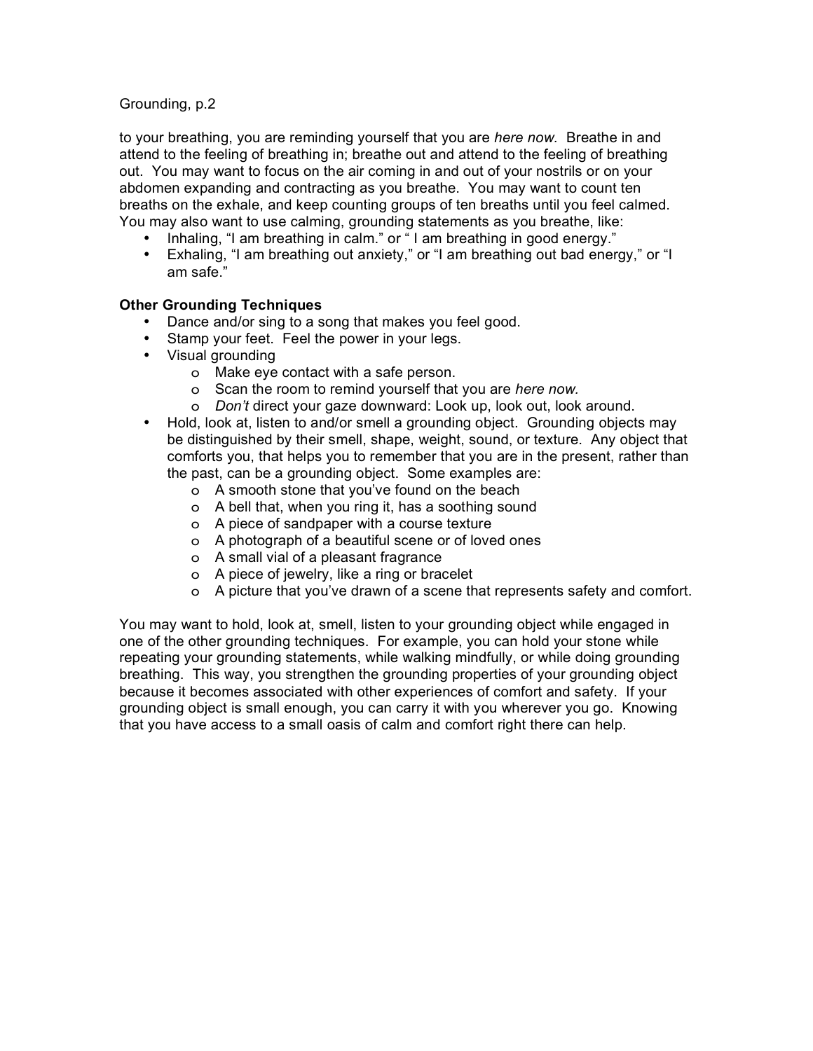to your breathing, you are reminding yourself that you are *here now.* Breathe in and attend to the feeling of breathing in; breathe out and attend to the feeling of breathing out. You may want to focus on the air coming in and out of your nostrils or on your abdomen expanding and contracting as you breathe. You may want to count ten breaths on the exhale, and keep counting groups of ten breaths until you feel calmed. You may also want to use calming, grounding statements as you breathe, like:

- Inhaling, "I am breathing in calm." or " I am breathing in good energy."
- Exhaling, "I am breathing out anxiety," or "I am breathing out bad energy," or "I am safe."

**Other Grounding Techniques**

- Dance and/or sing to a song that makes you feel good.
- Stamp your feet. Feel the power in your legs.
- Visual grounding
    - Make eye contact with a safe person.
    - Scan the room to remind yourself that you are *here now.*
    - *Don't* direct your gaze downward: Look up, look out, look around.
- Hold, look at, listen to and/or smell a grounding object. Grounding objects may be distinguished by their smell, shape, weight, sound, or texture. Any object that comforts you, that helps you to remember that you are in the present, rather than the past, can be a grounding object. Some examples are:
    - A smooth stone that you've found on the beach
    - A bell that, when you ring it, has a soothing sound
    - A piece of sandpaper with a course texture
    - A photograph of a beautiful scene or of loved ones
    - A small vial of a pleasant fragrance
    - A piece of jewelry, like a ring or bracelet
    - A picture that you've drawn of a scene that represents safety and comfort.

You may want to hold, look at, smell, listen to your grounding object while engaged in one of the other grounding techniques. For example, you can hold your stone while repeating your grounding statements, while walking mindfully, or while doing grounding breathing. This way, you strengthen the grounding properties of your grounding object because it becomes associated with other experiences of comfort and safety. If your grounding object is small enough, you can carry it with you wherever you go. Knowing that you have access to a small oasis of calm and comfort right there can help.